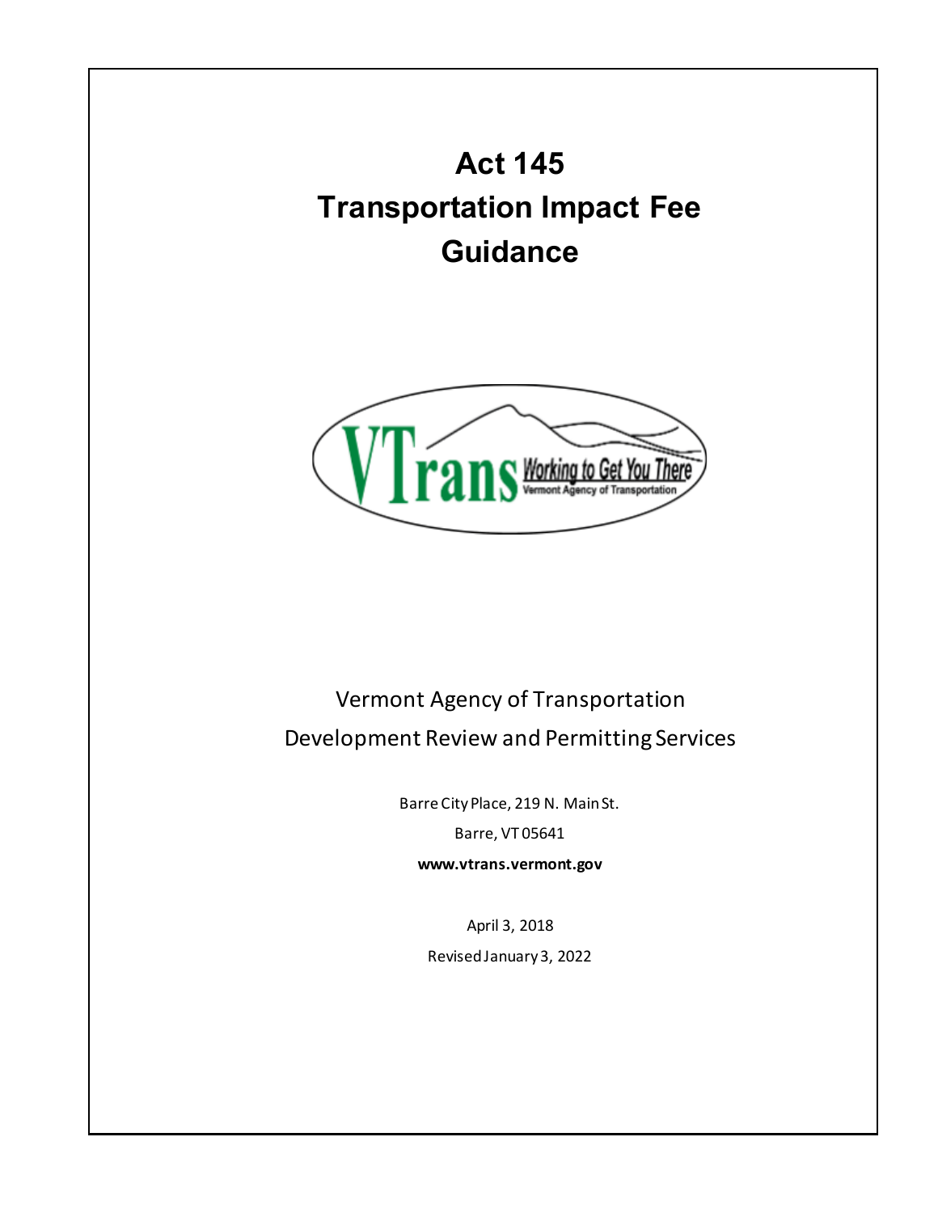# Act 145

# Transportation Impact Fee Guidance

Vermont Agency of Transportation

Development Review and Permitting Services

Barre City Place, 219 N. Main St.

Barre, VT 05641

**www.vtrans.vermont.gov**

April 3, 2018

Revised January 3, 2022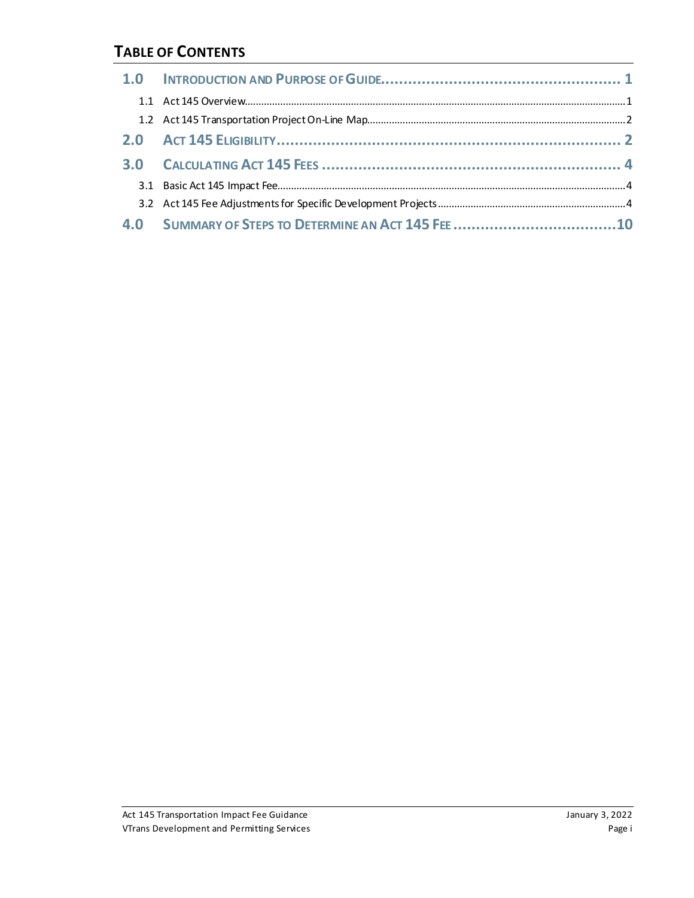## TABLE OF CONTENTS

**1.0 INTRODUCTION AND PURPOSE OF GUIDE ..................................................... 1**

1.1 Act 145 Overview ..................................................................................................... 1

1.2 Act 145 Transportation Project On-Line Map ........................................................... 2

**2.0 ACT 145 ELIGIBILITY ........................................................................... 2**

**3.0 CALCULATING ACT 145 FEES ................................................................ 4**

3.1 Basic Act 145 Impact Fee ........................................................................................... 4

3.2 Act 145 Fee Adjustments for Specific Development Projects .................................... 4

**4.0 SUMMARY OF STEPS TO DETERMINE AN ACT 145 FEE ................................... 10**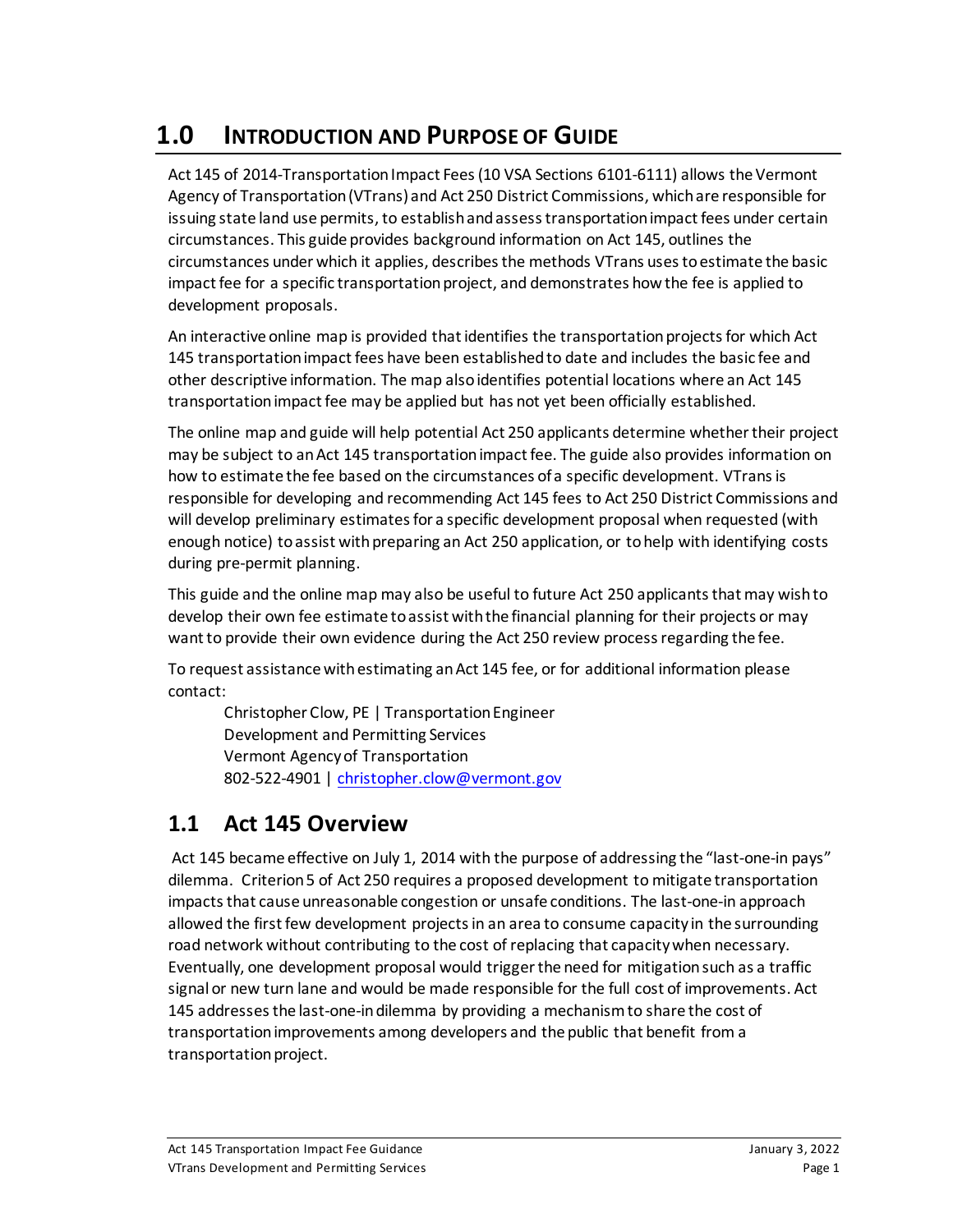# 1.0 INTRODUCTION AND PURPOSE OF GUIDE

Act 145 of 2014-Transportation Impact Fees (10 VSA Sections 6101-6111) allows the Vermont Agency of Transportation (VTrans) and Act 250 District Commissions, which are responsible for issuing state land use permits, to establish and assess transportation impact fees under certain circumstances. This guide provides background information on Act 145, outlines the circumstances under which it applies, describes the methods VTrans uses to estimate the basic impact fee for a specific transportation project, and demonstrates how the fee is applied to development proposals.

An interactive online map is provided that identifies the transportation projects for which Act 145 transportation impact fees have been established to date and includes the basic fee and other descriptive information. The map also identifies potential locations where an Act 145 transportation impact fee may be applied but has not yet been officially established.

The online map and guide will help potential Act 250 applicants determine whether their project may be subject to an Act 145 transportation impact fee. The guide also provides information on how to estimate the fee based on the circumstances of a specific development. VTrans is responsible for developing and recommending Act 145 fees to Act 250 District Commissions and will develop preliminary estimates for a specific development proposal when requested (with enough notice) to assist with preparing an Act 250 application, or to help with identifying costs during pre-permit planning.

This guide and the online map may also be useful to future Act 250 applicants that may wish to develop their own fee estimate to assist with the financial planning for their projects or may want to provide their own evidence during the Act 250 review process regarding the fee.

To request assistance with estimating an Act 145 fee, or for additional information please contact:

> Christopher Clow, PE | Transportation Engineer
> Development and Permitting Services
> Vermont Agency of Transportation
> 802-522-4901 | christopher.clow@vermont.gov

## 1.1 Act 145 Overview

Act 145 became effective on July 1, 2014 with the purpose of addressing the "last-one-in pays" dilemma. Criterion 5 of Act 250 requires a proposed development to mitigate transportation impacts that cause unreasonable congestion or unsafe conditions. The last-one-in approach allowed the first few development projects in an area to consume capacity in the surrounding road network without contributing to the cost of replacing that capacity when necessary. Eventually, one development proposal would trigger the need for mitigation such as a traffic signal or new turn lane and would be made responsible for the full cost of improvements. Act 145 addresses the last-one-in dilemma by providing a mechanism to share the cost of transportation improvements among developers and the public that benefit from a transportation project.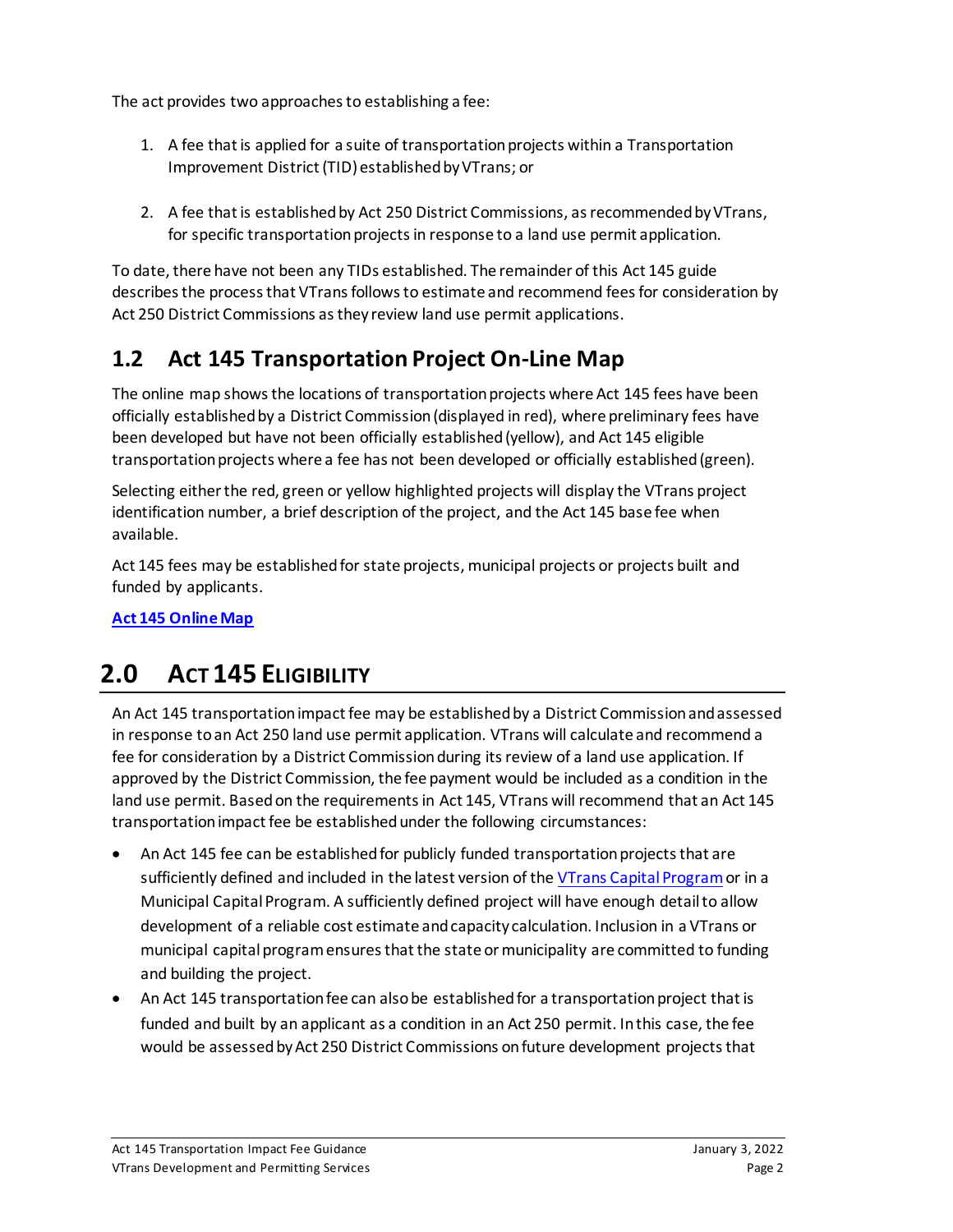The act provides two approaches to establishing a fee:

1. A fee that is applied for a suite of transportation projects within a Transportation Improvement District (TID) established by VTrans; or

2. A fee that is established by Act 250 District Commissions, as recommended by VTrans, for specific transportation projects in response to a land use permit application.

To date, there have not been any TIDs established. The remainder of this Act 145 guide describes the process that VTrans follows to estimate and recommend fees for consideration by Act 250 District Commissions as they review land use permit applications.

## 1.2 Act 145 Transportation Project On-Line Map

The online map shows the locations of transportation projects where Act 145 fees have been officially established by a District Commission (displayed in red), where preliminary fees have been developed but have not been officially established (yellow), and Act 145 eligible transportation projects where a fee has not been developed or officially established (green).

Selecting either the red, green or yellow highlighted projects will display the VTrans project identification number, a brief description of the project, and the Act 145 base fee when available.

Act 145 fees may be established for state projects, municipal projects or projects built and funded by applicants.

**Act 145 Online Map**

# 2.0 Act 145 Eligibility

An Act 145 transportation impact fee may be established by a District Commission and assessed in response to an Act 250 land use permit application. VTrans will calculate and recommend a fee for consideration by a District Commission during its review of a land use application. If approved by the District Commission, the fee payment would be included as a condition in the land use permit. Based on the requirements in Act 145, VTrans will recommend that an Act 145 transportation impact fee be established under the following circumstances:

- An Act 145 fee can be established for publicly funded transportation projects that are sufficiently defined and included in the latest version of the VTrans Capital Program or in a Municipal Capital Program. A sufficiently defined project will have enough detail to allow development of a reliable cost estimate and capacity calculation. Inclusion in a VTrans or municipal capital program ensures that the state or municipality are committed to funding and building the project.
- An Act 145 transportation fee can also be established for a transportation project that is funded and built by an applicant as a condition in an Act 250 permit. In this case, the fee would be assessed by Act 250 District Commissions on future development projects that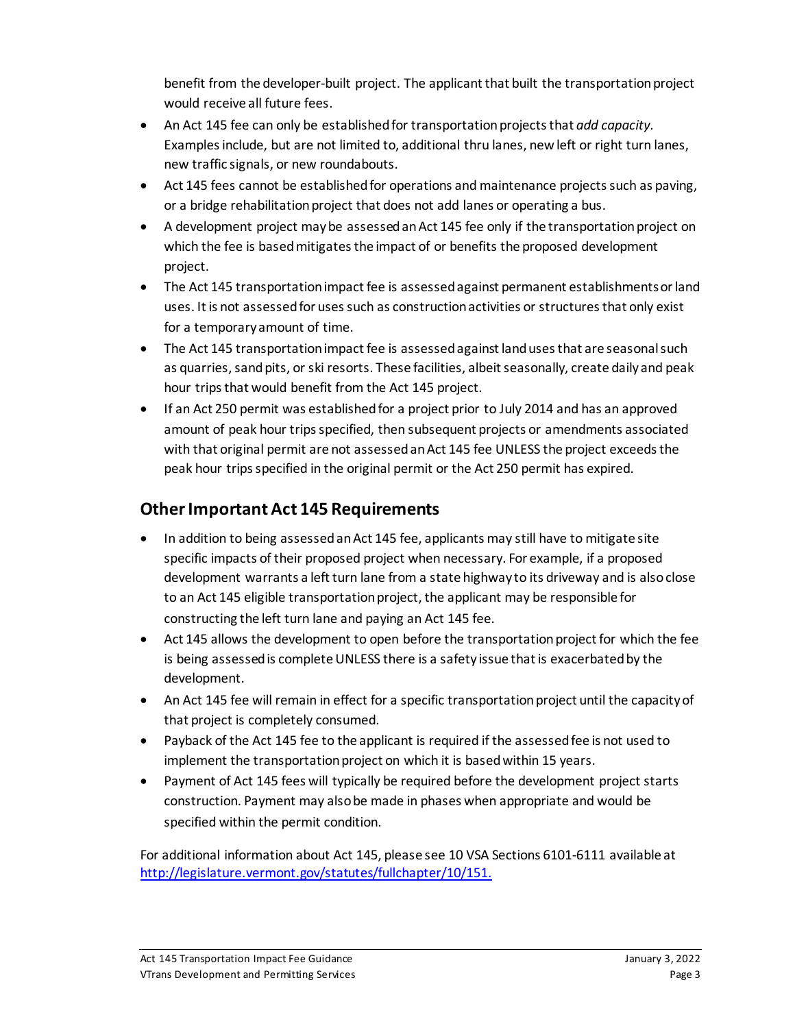benefit from the developer-built project. The applicant that built the transportation project would receive all future fees.

- An Act 145 fee can only be established for transportation projects that *add capacity*. Examples include, but are not limited to, additional thru lanes, new left or right turn lanes, new traffic signals, or new roundabouts.
- Act 145 fees cannot be established for operations and maintenance projects such as paving, or a bridge rehabilitation project that does not add lanes or operating a bus.
- A development project may be assessed an Act 145 fee only if the transportation project on which the fee is based mitigates the impact of or benefits the proposed development project.
- The Act 145 transportation impact fee is assessed against permanent establishments or land uses. It is not assessed for uses such as construction activities or structures that only exist for a temporary amount of time.
- The Act 145 transportation impact fee is assessed against land uses that are seasonal such as quarries, sand pits, or ski resorts. These facilities, albeit seasonally, create daily and peak hour trips that would benefit from the Act 145 project.
- If an Act 250 permit was established for a project prior to July 2014 and has an approved amount of peak hour trips specified, then subsequent projects or amendments associated with that original permit are not assessed an Act 145 fee UNLESS the project exceeds the peak hour trips specified in the original permit or the Act 250 permit has expired.

## Other Important Act 145 Requirements

- In addition to being assessed an Act 145 fee, applicants may still have to mitigate site specific impacts of their proposed project when necessary. For example, if a proposed development warrants a left turn lane from a state highway to its driveway and is also close to an Act 145 eligible transportation project, the applicant may be responsible for constructing the left turn lane and paying an Act 145 fee.
- Act 145 allows the development to open before the transportation project for which the fee is being assessed is complete UNLESS there is a safety issue that is exacerbated by the development.
- An Act 145 fee will remain in effect for a specific transportation project until the capacity of that project is completely consumed.
- Payback of the Act 145 fee to the applicant is required if the assessed fee is not used to implement the transportation project on which it is based within 15 years.
- Payment of Act 145 fees will typically be required before the development project starts construction. Payment may also be made in phases when appropriate and would be specified within the permit condition.

For additional information about Act 145, please see 10 VSA Sections 6101-6111 available at [http://legislature.vermont.gov/statutes/fullchapter/10/151.](http://legislature.vermont.gov/statutes/fullchapter/10/151)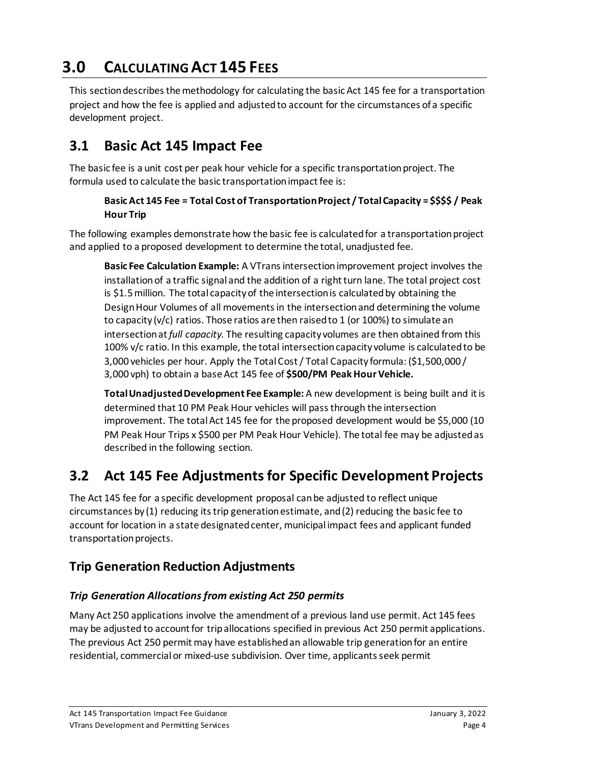# 3.0 CALCULATING ACT 145 FEES

This section describes the methodology for calculating the basic Act 145 fee for a transportation project and how the fee is applied and adjusted to account for the circumstances of a specific development project.

## 3.1 Basic Act 145 Impact Fee

The basic fee is a unit cost per peak hour vehicle for a specific transportation project. The formula used to calculate the basic transportation impact fee is:

> **Basic Act 145 Fee = Total Cost of Transportation Project / Total Capacity = $$$$ / Peak Hour Trip**

The following examples demonstrate how the basic fee is calculated for a transportation project and applied to a proposed development to determine the total, unadjusted fee.

> **Basic Fee Calculation Example:** A VTrans intersection improvement project involves the installation of a traffic signal and the addition of a right turn lane. The total project cost is $1.5 million. The total capacity of the intersection is calculated by obtaining the Design Hour Volumes of all movements in the intersection and determining the volume to capacity (v/c) ratios. Those ratios are then raised to 1 (or 100%) to simulate an intersection at *full capacity.* The resulting capacity volumes are then obtained from this 100% v/c ratio. In this example, the total intersection capacity volume is calculated to be 3,000 vehicles per hour. Apply the Total Cost / Total Capacity formula: ($1,500,000 / 3,000 vph) to obtain a base Act 145 fee of **$500/PM Peak Hour Vehicle.**
>
> **Total Unadjusted Development Fee Example:** A new development is being built and it is determined that 10 PM Peak Hour vehicles will pass through the intersection improvement. The total Act 145 fee for the proposed development would be $5,000 (10 PM Peak Hour Trips x $500 per PM Peak Hour Vehicle). The total fee may be adjusted as described in the following section.

## 3.2 Act 145 Fee Adjustments for Specific Development Projects

The Act 145 fee for a specific development proposal can be adjusted to reflect unique circumstances by (1) reducing its trip generation estimate, and (2) reducing the basic fee to account for location in a state designated center, municipal impact fees and applicant funded transportation projects.

### Trip Generation Reduction Adjustments

#### *Trip Generation Allocations from existing Act 250 permits*

Many Act 250 applications involve the amendment of a previous land use permit. Act 145 fees may be adjusted to account for trip allocations specified in previous Act 250 permit applications. The previous Act 250 permit may have established an allowable trip generation for an entire residential, commercial or mixed-use subdivision. Over time, applicants seek permit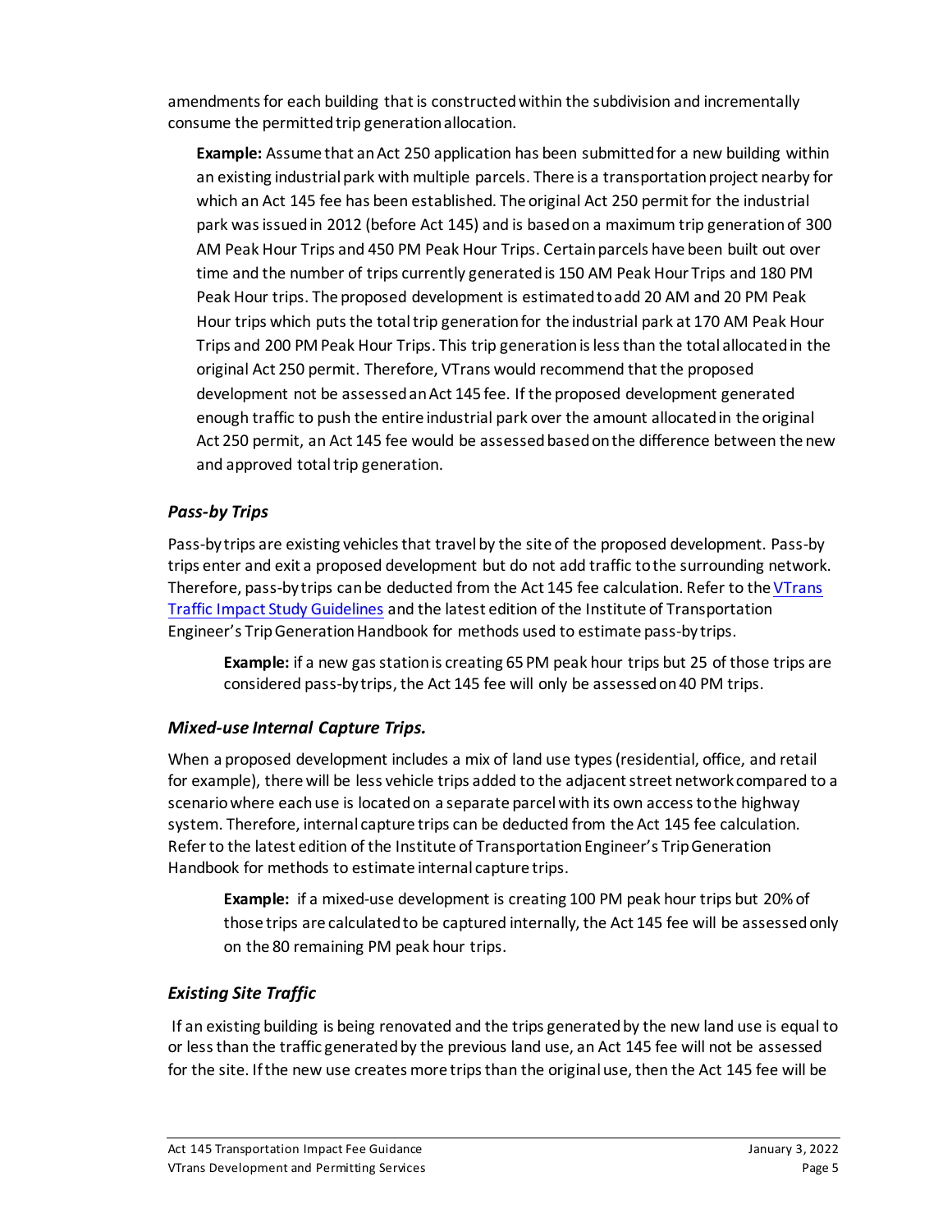amendments for each building that is constructed within the subdivision and incrementally consume the permitted trip generation allocation.

> **Example:** Assume that an Act 250 application has been submitted for a new building within an existing industrial park with multiple parcels. There is a transportation project nearby for which an Act 145 fee has been established. The original Act 250 permit for the industrial park was issued in 2012 (before Act 145) and is based on a maximum trip generation of 300 AM Peak Hour Trips and 450 PM Peak Hour Trips. Certain parcels have been built out over time and the number of trips currently generated is 150 AM Peak Hour Trips and 180 PM Peak Hour trips. The proposed development is estimated to add 20 AM and 20 PM Peak Hour trips which puts the total trip generation for the industrial park at 170 AM Peak Hour Trips and 200 PM Peak Hour Trips. This trip generation is less than the total allocated in the original Act 250 permit. Therefore, VTrans would recommend that the proposed development not be assessed an Act 145 fee. If the proposed development generated enough traffic to push the entire industrial park over the amount allocated in the original Act 250 permit, an Act 145 fee would be assessed based on the difference between the new and approved total trip generation.

### *Pass-by Trips*

Pass-by trips are existing vehicles that travel by the site of the proposed development. Pass-by trips enter and exit a proposed development but do not add traffic to the surrounding network. Therefore, pass-by trips can be deducted from the Act 145 fee calculation. Refer to the VTrans Traffic Impact Study Guidelines and the latest edition of the Institute of Transportation Engineer's Trip Generation Handbook for methods used to estimate pass-by trips.

> **Example:** if a new gas station is creating 65 PM peak hour trips but 25 of those trips are considered pass-by trips, the Act 145 fee will only be assessed on 40 PM trips.

### *Mixed-use Internal Capture Trips.*

When a proposed development includes a mix of land use types (residential, office, and retail for example), there will be less vehicle trips added to the adjacent street network compared to a scenario where each use is located on a separate parcel with its own access to the highway system. Therefore, internal capture trips can be deducted from the Act 145 fee calculation. Refer to the latest edition of the Institute of Transportation Engineer's Trip Generation Handbook for methods to estimate internal capture trips.

> **Example:** if a mixed-use development is creating 100 PM peak hour trips but 20% of those trips are calculated to be captured internally, the Act 145 fee will be assessed only on the 80 remaining PM peak hour trips.

### *Existing Site Traffic*

If an existing building is being renovated and the trips generated by the new land use is equal to or less than the traffic generated by the previous land use, an Act 145 fee will not be assessed for the site. If the new use creates more trips than the original use, then the Act 145 fee will be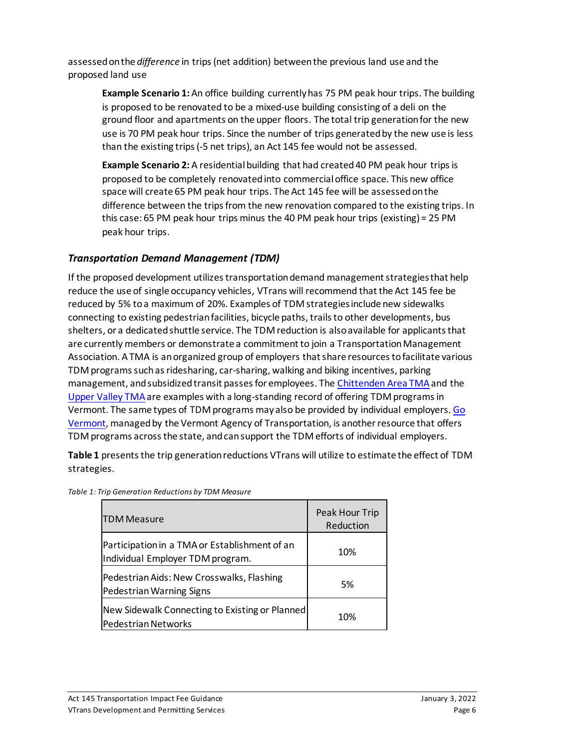assessed on the *difference* in trips (net addition) between the previous land use and the proposed land use

> **Example Scenario 1:** An office building currently has 75 PM peak hour trips. The building is proposed to be renovated to be a mixed-use building consisting of a deli on the ground floor and apartments on the upper floors. The total trip generation for the new use is 70 PM peak hour trips. Since the number of trips generated by the new use is less than the existing trips (-5 net trips), an Act 145 fee would not be assessed.
>
> **Example Scenario 2:** A residential building that had created 40 PM peak hour trips is proposed to be completely renovated into commercial office space. This new office space will create 65 PM peak hour trips. The Act 145 fee will be assessed on the difference between the trips from the new renovation compared to the existing trips. In this case: 65 PM peak hour trips minus the 40 PM peak hour trips (existing) = 25 PM peak hour trips.

### *Transportation Demand Management (TDM)*

If the proposed development utilizes transportation demand management strategies that help reduce the use of single occupancy vehicles, VTrans will recommend that the Act 145 fee be reduced by 5% to a maximum of 20%. Examples of TDM strategies include new sidewalks connecting to existing pedestrian facilities, bicycle paths, trails to other developments, bus shelters, or a dedicated shuttle service. The TDM reduction is also available for applicants that are currently members or demonstrate a commitment to join a Transportation Management Association. A TMA is an organized group of employers that share resources to facilitate various TDM programs such as ridesharing, car-sharing, walking and biking incentives, parking management, and subsidized transit passes for employees. The Chittenden Area TMA and the Upper Valley TMA are examples with a long-standing record of offering TDM programs in Vermont. The same types of TDM programs may also be provided by individual employers. Go Vermont, managed by the Vermont Agency of Transportation, is another resource that offers TDM programs across the state, and can support the TDM efforts of individual employers.

**Table 1** presents the trip generation reductions VTrans will utilize to estimate the effect of TDM strategies.

*Table 1: Trip Generation Reductions by TDM Measure*

| TDM Measure | Peak Hour Trip Reduction |
|---|---|
| Participation in a TMA or Establishment of an Individual Employer TDM program. | 10% |
| Pedestrian Aids: New Crosswalks, Flashing Pedestrian Warning Signs | 5% |
| New Sidewalk Connecting to Existing or Planned Pedestrian Networks | 10% |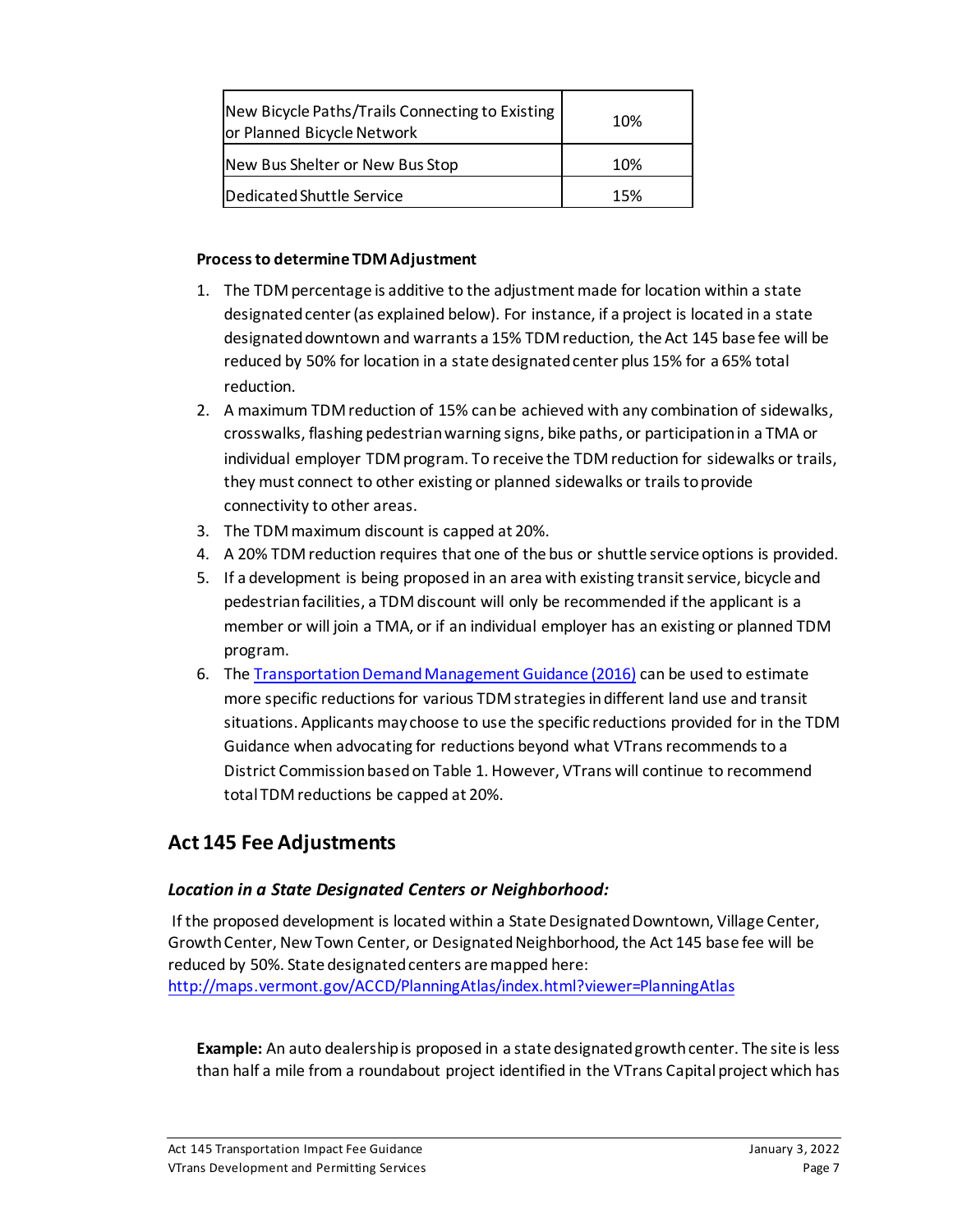| New Bicycle Paths/Trails Connecting to Existing or Planned Bicycle Network | 10% |
|---|---|
| New Bus Shelter or New Bus Stop | 10% |
| Dedicated Shuttle Service | 15% |

**Process to determine TDM Adjustment**

1. The TDM percentage is additive to the adjustment made for location within a state designated center (as explained below). For instance, if a project is located in a state designated downtown and warrants a 15% TDM reduction, the Act 145 base fee will be reduced by 50% for location in a state designated center plus 15% for a 65% total reduction.
2. A maximum TDM reduction of 15% can be achieved with any combination of sidewalks, crosswalks, flashing pedestrian warning signs, bike paths, or participation in a TMA or individual employer TDM program. To receive the TDM reduction for sidewalks or trails, they must connect to other existing or planned sidewalks or trails to provide connectivity to other areas.
3. The TDM maximum discount is capped at 20%.
4. A 20% TDM reduction requires that one of the bus or shuttle service options is provided.
5. If a development is being proposed in an area with existing transit service, bicycle and pedestrian facilities, a TDM discount will only be recommended if the applicant is a member or will join a TMA, or if an individual employer has an existing or planned TDM program.
6. The [Transportation Demand Management Guidance (2016)]() can be used to estimate more specific reductions for various TDM strategies in different land use and transit situations. Applicants may choose to use the specific reductions provided for in the TDM Guidance when advocating for reductions beyond what VTrans recommends to a District Commission based on Table 1. However, VTrans will continue to recommend total TDM reductions be capped at 20%.

## Act 145 Fee Adjustments

### *Location in a State Designated Centers or Neighborhood:*

If the proposed development is located within a State Designated Downtown, Village Center, Growth Center, New Town Center, or Designated Neighborhood, the Act 145 base fee will be reduced by 50%. State designated centers are mapped here: http://maps.vermont.gov/ACCD/PlanningAtlas/index.html?viewer=PlanningAtlas

**Example:** An auto dealership is proposed in a state designated growth center. The site is less than half a mile from a roundabout project identified in the VTrans Capital project which has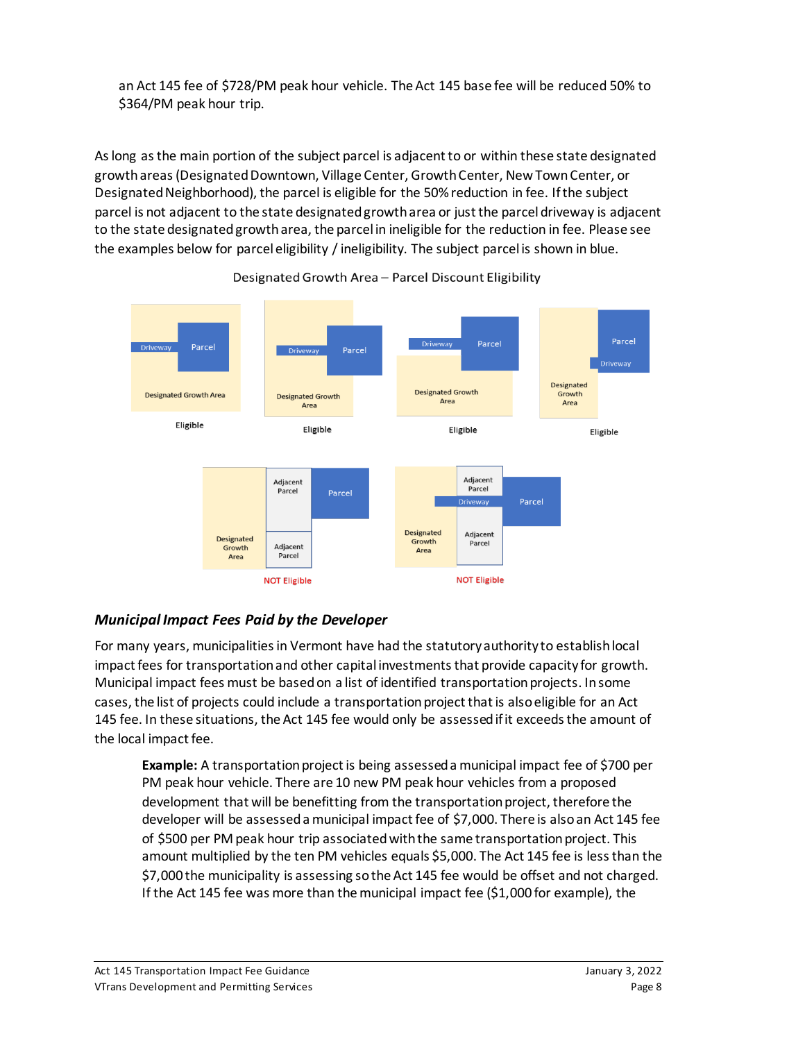an Act 145 fee of $728/PM peak hour vehicle. The Act 145 base fee will be reduced 50% to $364/PM peak hour trip.

As long as the main portion of the subject parcel is adjacent to or within these state designated growth areas (Designated Downtown, Village Center, Growth Center, New Town Center, or Designated Neighborhood), the parcel is eligible for the 50% reduction in fee. If the subject parcel is not adjacent to the state designated growth area or just the parcel driveway is adjacent to the state designated growth area, the parcel in ineligible for the reduction in fee. Please see the examples below for parcel eligibility / ineligibility. The subject parcel is shown in blue.

Designated Growth Area – Parcel Discount Eligibility

Driveway Parcel Designated Growth Area — Eligible

Driveway Parcel Designated Growth Area — Eligible

Driveway Parcel Designated Growth Area — Eligible

Parcel Driveway Designated Growth Area — Eligible

Designated Growth Area Adjacent Parcel Adjacent Parcel Parcel — NOT Eligible

Designated Growth Area Adjacent Parcel Driveway Adjacent Parcel Parcel — NOT Eligible

### *Municipal Impact Fees Paid by the Developer*

For many years, municipalities in Vermont have had the statutory authority to establish local impact fees for transportation and other capital investments that provide capacity for growth. Municipal impact fees must be based on a list of identified transportation projects. In some cases, the list of projects could include a transportation project that is also eligible for an Act 145 fee. In these situations, the Act 145 fee would only be assessed if it exceeds the amount of the local impact fee.

> **Example:** A transportation project is being assessed a municipal impact fee of $700 per PM peak hour vehicle. There are 10 new PM peak hour vehicles from a proposed development that will be benefitting from the transportation project, therefore the developer will be assessed a municipal fee of $7,000. There is also an Act 145 fee of $500 per PM peak hour trip associated with the same transportation project. This amount multiplied by the ten PM vehicles equals $5,000. The Act 145 fee is less than the $7,000 the municipality is assessing so the Act 145 fee would be offset and not charged. If the Act 145 fee was more than the municipal impact fee ($1,000 for example), the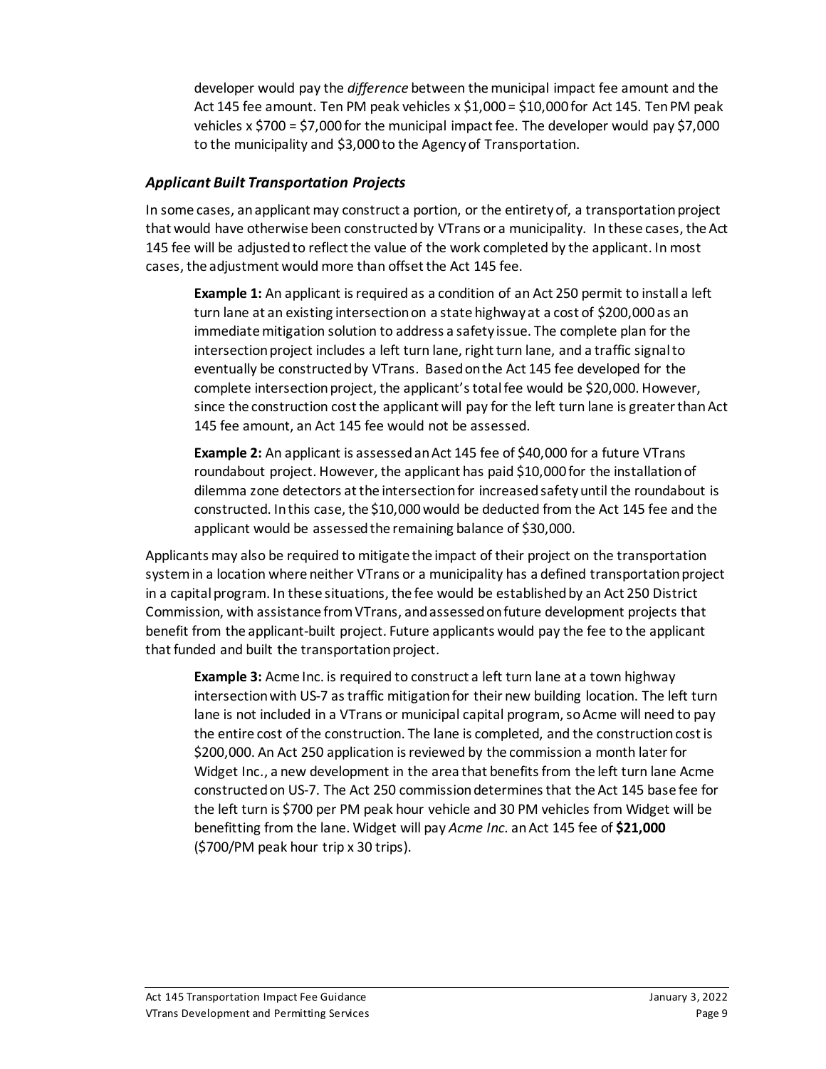developer would pay the *difference* between the municipal impact fee amount and the Act 145 fee amount. Ten PM peak vehicles x $1,000 = $10,000 for Act 145. Ten PM peak vehicles x $700 = $7,000 for the municipal impact fee. The developer would pay $7,000 to the municipality and $3,000 to the Agency of Transportation.

### *Applicant Built Transportation Projects*

In some cases, an applicant may construct a portion, or the entirety of, a transportation project that would have otherwise been constructed by VTrans or a municipality. In these cases, the Act 145 fee will be adjusted to reflect the value of the work completed by the applicant. In most cases, the adjustment would more than offset the Act 145 fee.

**Example 1:** An applicant is required as a condition of an Act 250 permit to install a left turn lane at an existing intersection on a state highway at a cost of $200,000 as an immediate mitigation solution to address a safety issue. The complete plan for the intersection project includes a left turn lane, right turn lane, and a traffic signal to eventually be constructed by VTrans. Based on the Act 145 fee developed for the complete intersection project, the applicant's total fee would be $20,000. However, since the construction cost the applicant will pay for the left turn lane is greater than Act 145 fee amount, an Act 145 fee would not be assessed.

**Example 2:** An applicant is assessed an Act 145 fee of $40,000 for a future VTrans roundabout project. However, the applicant has paid $10,000 for the installation of dilemma zone detectors at the intersection for increased safety until the roundabout is constructed. In this case, the $10,000 would be deducted from the Act 145 fee and the applicant would be assessed the remaining balance of $30,000.

Applicants may also be required to mitigate the impact of their project on the transportation system in a location where neither VTrans or a municipality has a defined transportation project in a capital program. In these situations, the fee would be established by an Act 250 District Commission, with assistance from VTrans, and assessed on future development projects that benefit from the applicant-built project. Future applicants would pay the fee to the applicant that funded and built the transportation project.

**Example 3:** Acme Inc. is required to construct a left turn lane at a town highway intersection with US-7 as traffic mitigation for their new building location. The left turn lane is not included in a VTrans or municipal capital program, so Acme will need to pay the entire cost of the construction. The lane is completed, and the construction cost is $200,000. An Act 250 application is reviewed by the commission a month later for Widget Inc., a new development in the area that benefits from the left turn lane Acme constructed on US-7. The Act 250 commission determines that the Act 145 base fee for the left turn is $700 per PM peak hour vehicle and 30 PM vehicles from Widget will be benefitting from the lane. Widget will pay *Acme Inc.* an Act 145 fee of **$21,000** ($700/PM peak hour trip x 30 trips).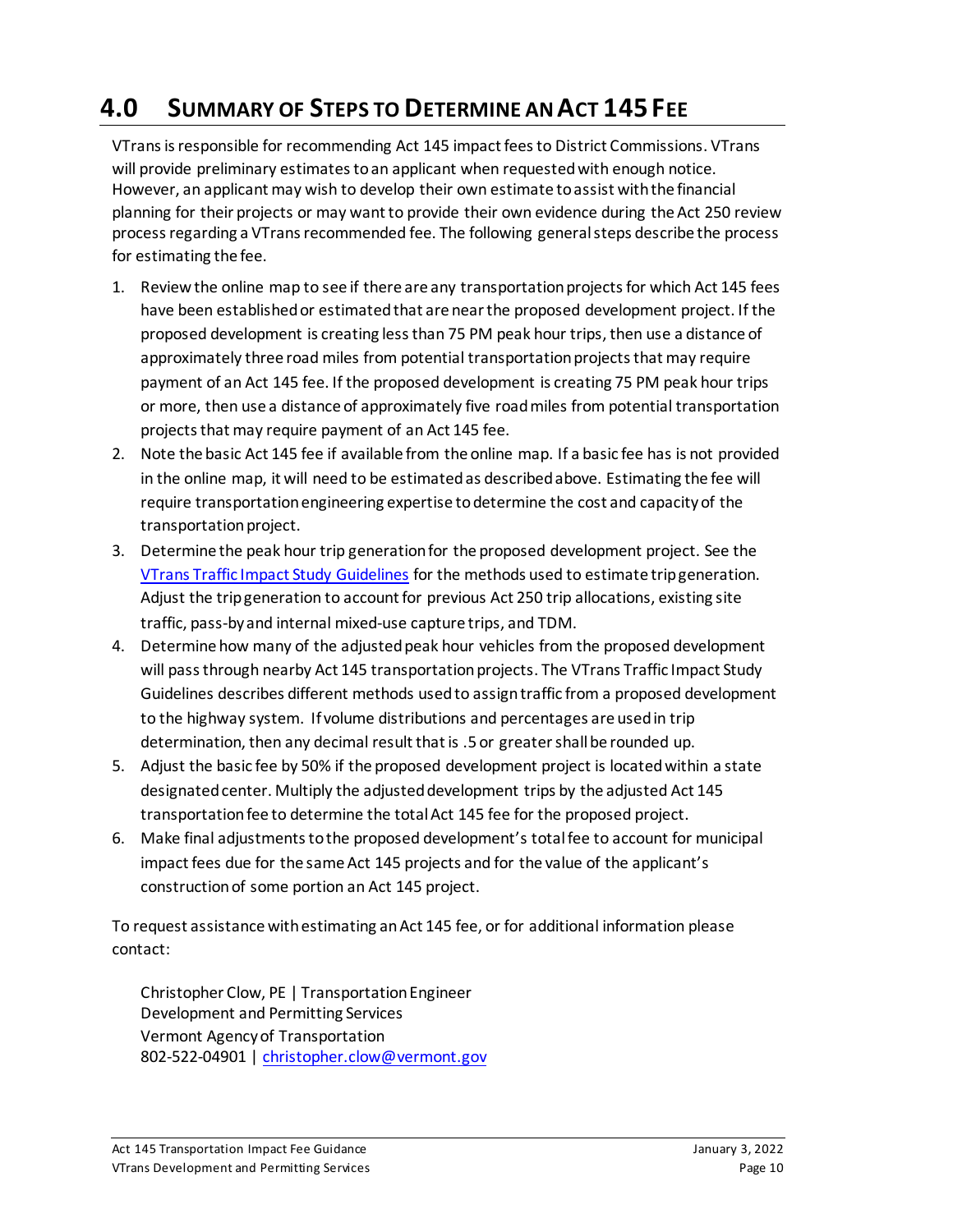# 4.0 Summary of Steps to Determine an Act 145 Fee

VTrans is responsible for recommending Act 145 impact fees to District Commissions. VTrans will provide preliminary estimates to an applicant when requested with enough notice. However, an applicant may wish to develop their own estimate to assist with the financial planning for their projects or may want to provide their own evidence during the Act 250 review process regarding a VTrans recommended fee. The following general steps describe the process for estimating the fee.

1. Review the online map to see if there are any transportation projects for which Act 145 fees have been established or estimated that are near the proposed development project. If the proposed development is creating less than 75 PM peak hour trips, then use a distance of approximately three road miles from potential transportation projects that may require payment of an Act 145 fee. If the proposed development is creating 75 PM peak hour trips or more, then use a distance of approximately five road miles from potential transportation projects that may require payment of an Act 145 fee.
2. Note the basic Act 145 fee if available from the online map. If a basic fee has is not provided in the online map, it will need to be estimated as described above. Estimating the fee will require transportation engineering expertise to determine the cost and capacity of the transportation project.
3. Determine the peak hour trip generation for the proposed development project. See the [VTrans Traffic Impact Study Guidelines]() for the methods used to estimate trip generation. Adjust the trip generation to account for previous Act 250 trip allocations, existing site traffic, pass-by and internal mixed-use capture trips, and TDM.
4. Determine how many of the adjusted peak hour vehicles from the proposed development will pass through nearby Act 145 transportation projects. The VTrans Traffic Impact Study Guidelines describes different methods used to assign traffic from a proposed development to the highway system. If volume distributions and percentages are used in trip determination, then any decimal result that is .5 or greater shall be rounded up.
5. Adjust the basic fee by 50% if the proposed development project is located within a state designated center. Multiply the adjusted development trips by the adjusted Act 145 transportation fee to determine the total Act 145 fee for the proposed project.
6. Make final adjustments to the proposed development's total fee to account for municipal impact fees due for the same Act 145 projects and for the value of the applicant's construction of some portion an Act 145 project.

To request assistance with estimating an Act 145 fee, or for additional information please contact:

Christopher Clow, PE | Transportation Engineer
Development and Permitting Services
Vermont Agency of Transportation
802-522-04901 | [christopher.clow@vermont.gov](mailto:christopher.clow@vermont.gov)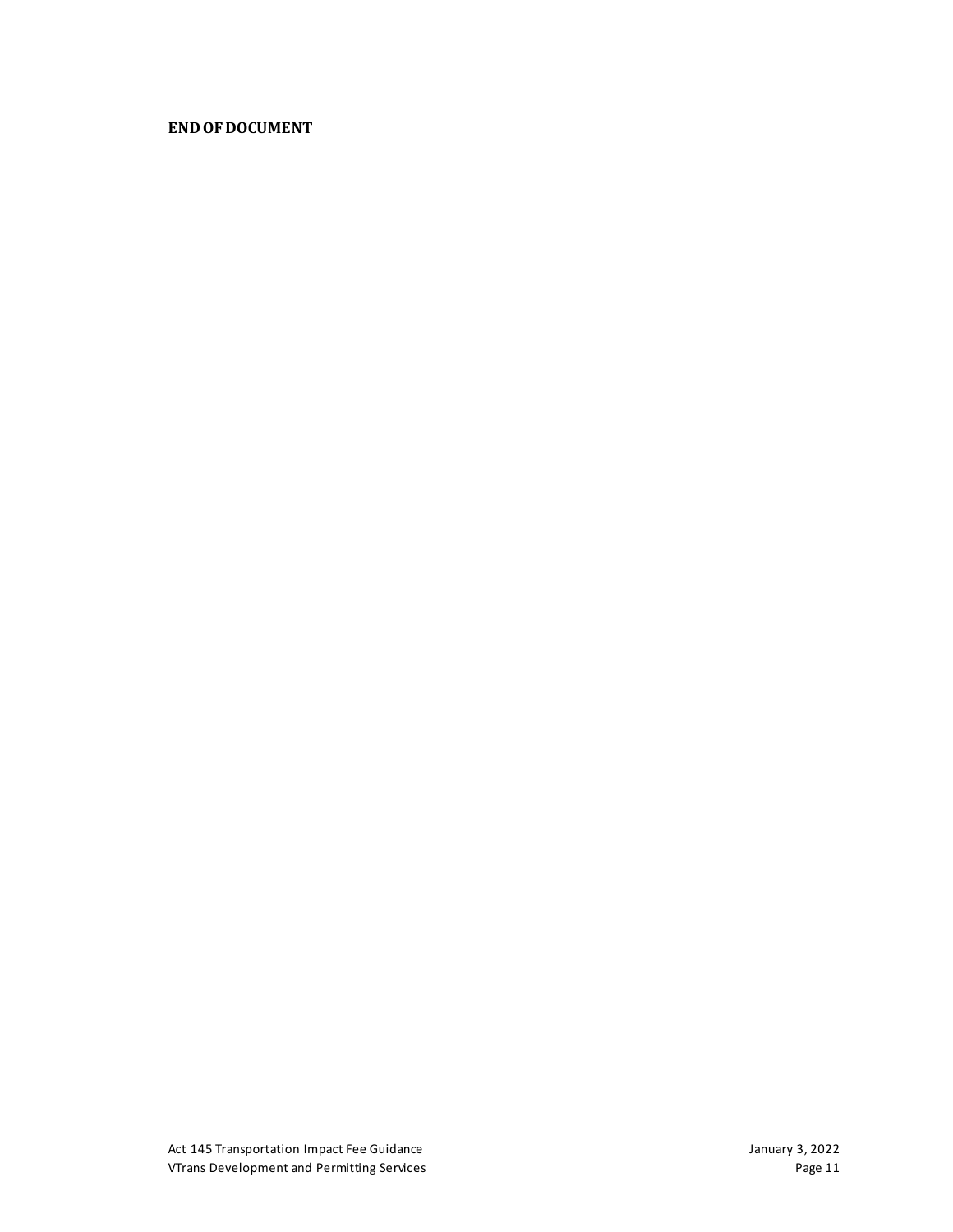**END OF DOCUMENT**